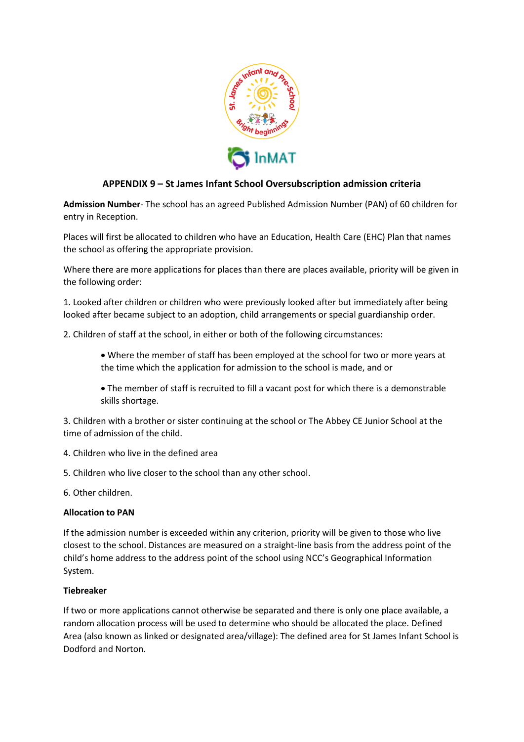## APPENDIX 9 – St James Infant School Oversubscription admission criteria

**Admission Number**- The school has an agreed Published Admission Number (PAN) of 60 children for entry in Reception.

Places will first be allocated to children who have an Education, Health Care (EHC) Plan that names the school as offering the appropriate provision.

Where there are more applications for places than there are places available, priority will be given in the following order:

1. Looked after children or children who were previously looked after but immediately after being looked after became subject to an adoption, child arrangements or special guardianship order.

2. Children of staff at the school, in either or both of the following circumstances:

    - Where the member of staff has been employed at the school for two or more years at the time which the application for admission to the school is made, and or
    - The member of staff is recruited to fill a vacant post for which there is a demonstrable skills shortage.

3. Children with a brother or sister continuing at the school or The Abbey CE Junior School at the time of admission of the child.

4. Children who live in the defined area

5. Children who live closer to the school than any other school.

6. Other children.

**Allocation to PAN**

If the admission number is exceeded within any criterion, priority will be given to those who live closest to the school. Distances are measured on a straight-line basis from the address point of the child's home address to the address point of the school using NCC's Geographical Information System.

**Tiebreaker**

If two or more applications cannot otherwise be separated and there is only one place available, a random allocation process will be used to determine who should be allocated the place. Defined Area (also known as linked or designated area/village): The defined area for St James Infant School is Dodford and Norton.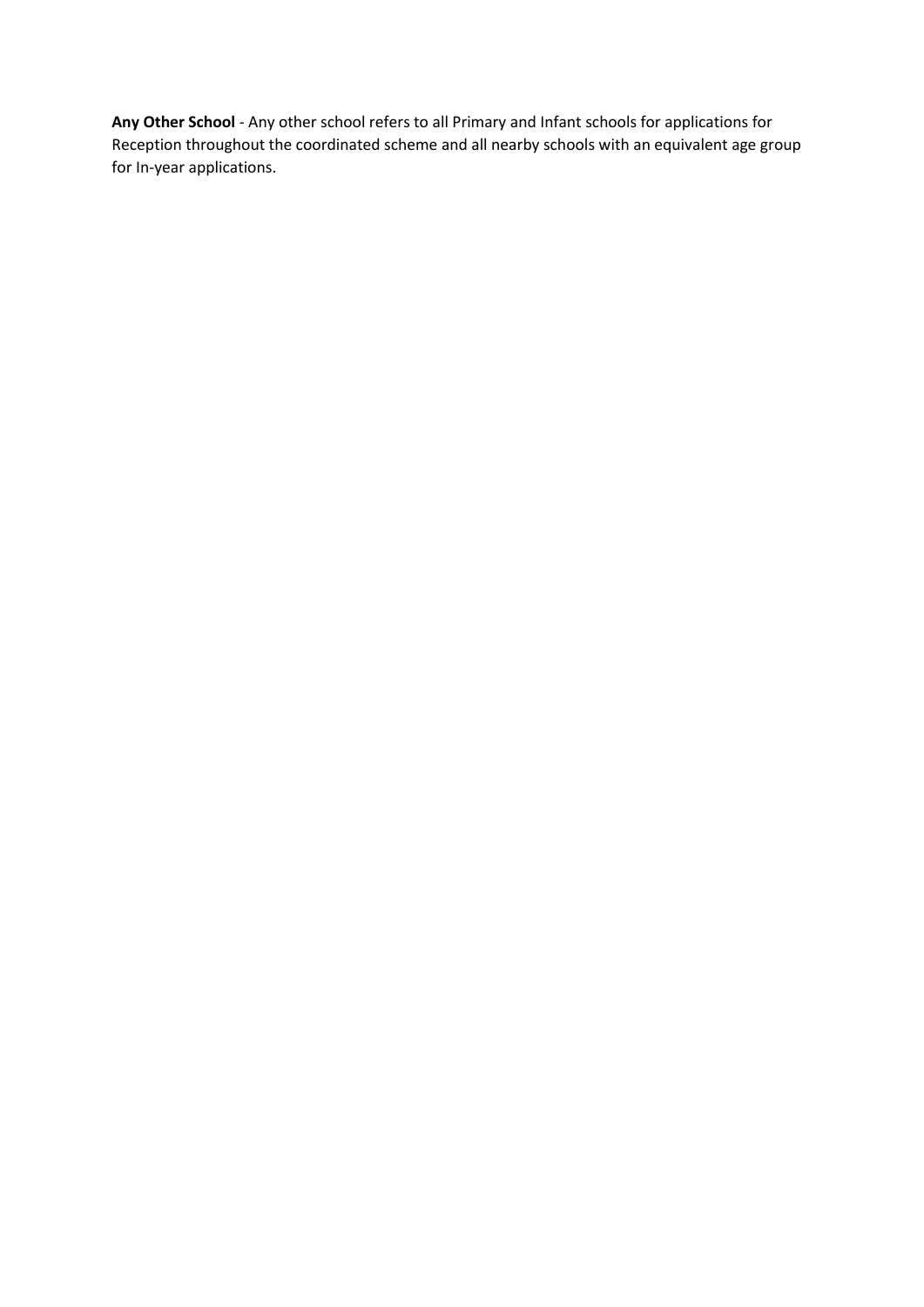**Any Other School** - Any other school refers to all Primary and Infant schools for applications for Reception throughout the coordinated scheme and all nearby schools with an equivalent age group for In-year applications.